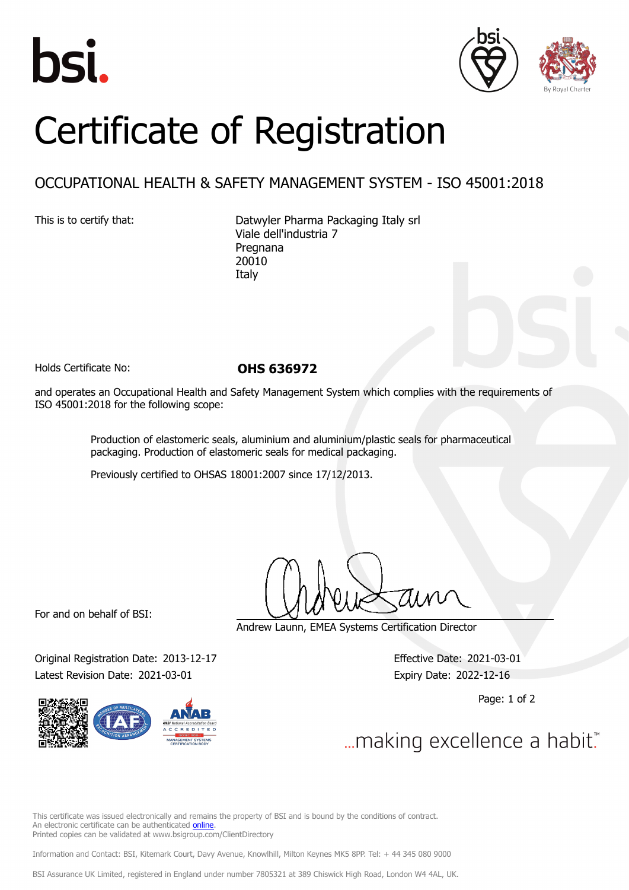# Certificate of Registration

## OCCUPATIONAL HEALTH & SAFETY MANAGEMENT SYSTEM - ISO 45001:2018

This is to certify that:

Datwyler Pharma Packaging Italy srl
Viale dell'industria 7
Pregnana
20010
Italy

Holds Certificate No: **OHS 636972**

and operates an Occupational Health and Safety Management System which complies with the requirements of ISO 45001:2018 for the following scope:

> Production of elastomeric seals, aluminium and aluminium/plastic seals for pharmaceutical packaging. Production of elastomeric seals for medical packaging.
>
> Previously certified to OHSAS 18001:2007 since 17/12/2013.

For and on behalf of BSI:

Andrew Launn, EMEA Systems Certification Director

Original Registration Date: 2013-12-17
Latest Revision Date: 2021-03-01

Effective Date: 2021-03-01
Expiry Date: 2022-12-16

...making excellence a habit.™

This certificate was issued electronically and remains the property of BSI and is bound by the conditions of contract.
An electronic certificate can be authenticated online.
Printed copies can be validated at www.bsigroup.com/ClientDirectory

Information and Contact: BSI, Kitemark Court, Davy Avenue, Knowlhill, Milton Keynes MK5 8PP. Tel: + 44 345 080 9000

BSI Assurance UK Limited, registered in England under number 7805321 at 389 Chiswick High Road, London W4 4AL, UK.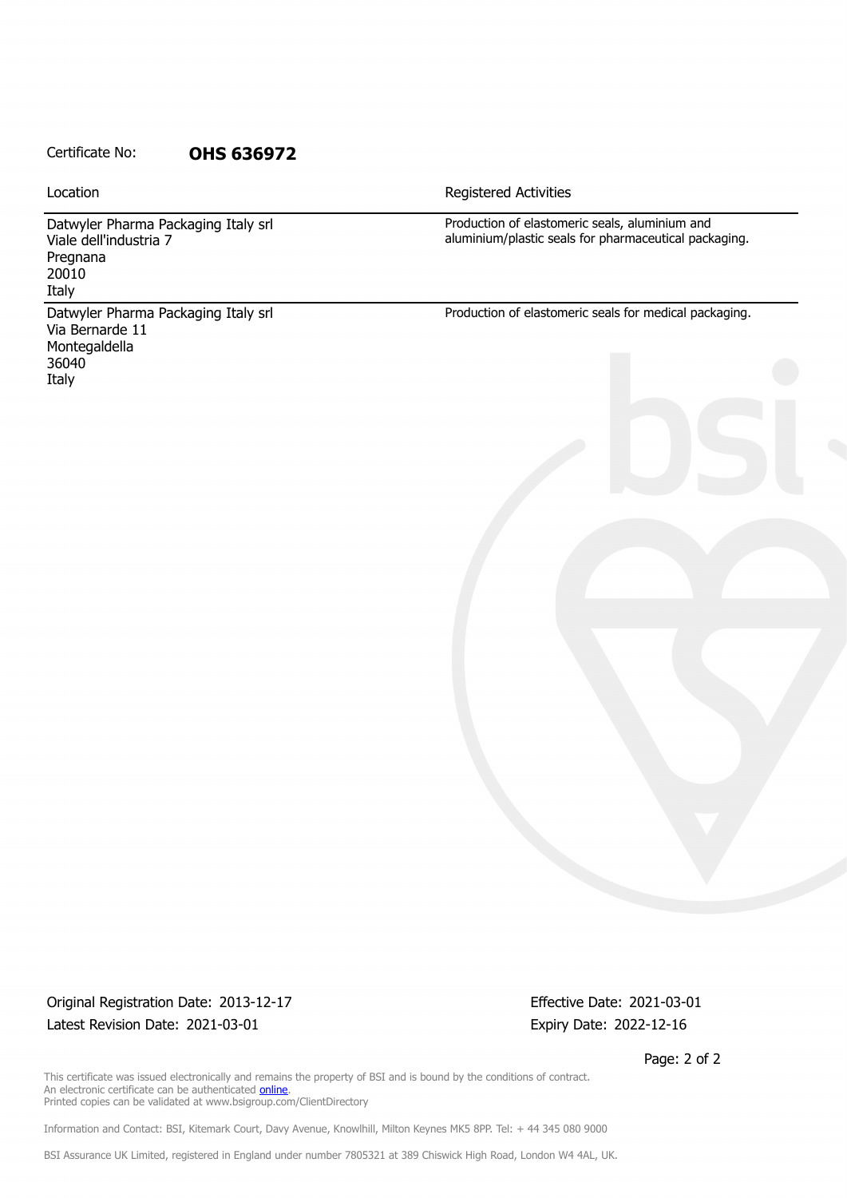Certificate No: **OHS 636972**

| Location | Registered Activities |
| --- | --- |
| Datwyler Pharma Packaging Italy srl<br>Viale dell'industria 7<br>Pregnana<br>20010<br>Italy | Production of elastomeric seals, aluminium and aluminium/plastic seals for pharmaceutical packaging. |
| Datwyler Pharma Packaging Italy srl<br>Via Bernarde 11<br>Montegaldella<br>36040<br>Italy | Production of elastomeric seals for medical packaging. |

Original Registration Date: 2013-12-17

Latest Revision Date: 2021-03-01

Effective Date: 2021-03-01

Expiry Date: 2022-12-16

This certificate was issued electronically and remains the property of BSI and is bound by the conditions of contract.
An electronic certificate can be authenticated online.
Printed copies can be validated at www.bsigroup.com/ClientDirectory

Information and Contact: BSI, Kitemark Court, Davy Avenue, Knowlhill, Milton Keynes MK5 8PP. Tel: + 44 345 080 9000

BSI Assurance UK Limited, registered in England under number 7805321 at 389 Chiswick High Road, London W4 4AL, UK.